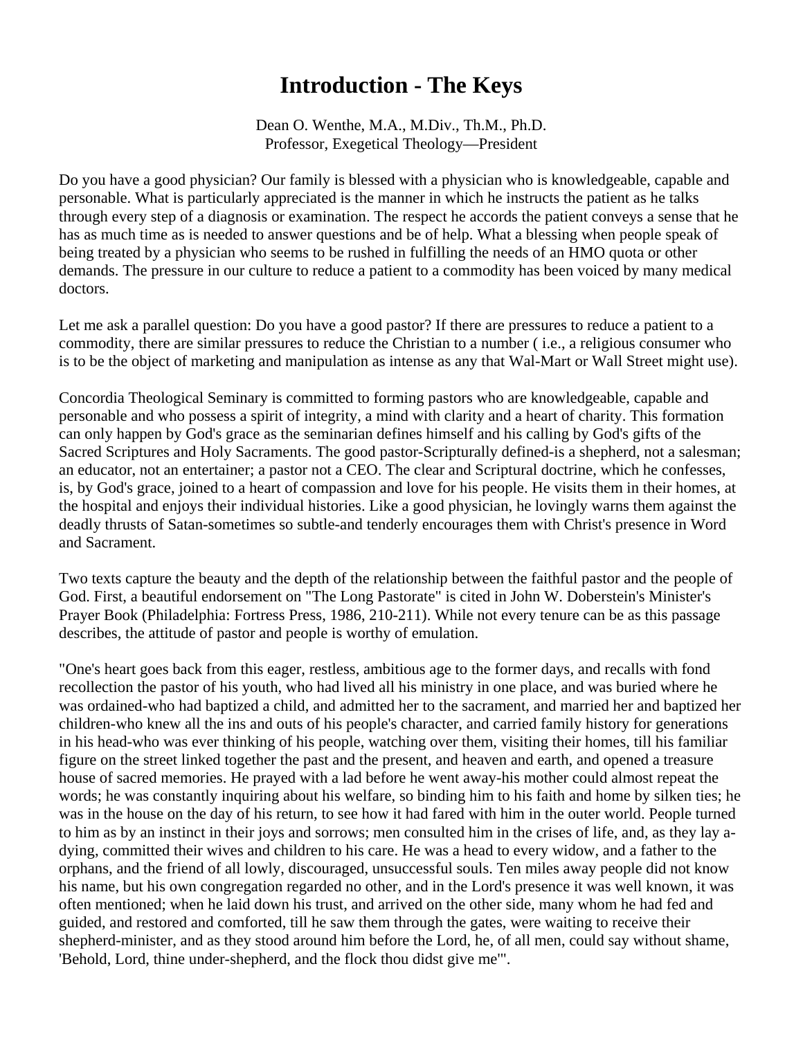# Introduction - The Keys

Dean O. Wenthe, M.A., M.Div., Th.M., Ph.D.
Professor, Exegetical Theology—President

Do you have a good physician? Our family is blessed with a physician who is knowledgeable, capable and personable. What is particularly appreciated is the manner in which he instructs the patient as he talks through every step of a diagnosis or examination. The respect he accords the patient conveys a sense that he has as much time as is needed to answer questions and be of help. What a blessing when people speak of being treated by a physician who seems to be rushed in fulfilling the needs of an HMO quota or other demands. The pressure in our culture to reduce a patient to a commodity has been voiced by many medical doctors.

Let me ask a parallel question: Do you have a good pastor? If there are pressures to reduce a patient to a commodity, there are similar pressures to reduce the Christian to a number ( i.e., a religious consumer who is to be the object of marketing and manipulation as intense as any that Wal-Mart or Wall Street might use).

Concordia Theological Seminary is committed to forming pastors who are knowledgeable, capable and personable and who possess a spirit of integrity, a mind with clarity and a heart of charity. This formation can only happen by God's grace as the seminarian defines himself and his calling by God's gifts of the Sacred Scriptures and Holy Sacraments. The good pastor-Scripturally defined-is a shepherd, not a salesman; an educator, not an entertainer; a pastor not a CEO. The clear and Scriptural doctrine, which he confesses, is, by God's grace, joined to a heart of compassion and love for his people. He visits them in their homes, at the hospital and enjoys their individual histories. Like a good physician, he lovingly warns them against the deadly thrusts of Satan-sometimes so subtle-and tenderly encourages them with Christ's presence in Word and Sacrament.

Two texts capture the beauty and the depth of the relationship between the faithful pastor and the people of God. First, a beautiful endorsement on "The Long Pastorate" is cited in John W. Doberstein's Minister's Prayer Book (Philadelphia: Fortress Press, 1986, 210-211). While not every tenure can be as this passage describes, the attitude of pastor and people is worthy of emulation.

"One's heart goes back from this eager, restless, ambitious age to the former days, and recalls with fond recollection the pastor of his youth, who had lived all his ministry in one place, and was buried where he was ordained-who had baptized a child, and admitted her to the sacrament, and married her and baptized her children-who knew all the ins and outs of his people's character, and carried family history for generations in his head-who was ever thinking of his people, watching over them, visiting their homes, till his familiar figure on the street linked together the past and the present, and heaven and earth, and opened a treasure house of sacred memories. He prayed with a lad before he went away-his mother could almost repeat the words; he was constantly inquiring about his welfare, so binding him to his faith and home by silken ties; he was in the house on the day of his return, to see how it had fared with him in the outer world. People turned to him as by an instinct in their joys and sorrows; men consulted him in the crises of life, and, as they lay a-dying, committed their wives and children to his care. He was a head to every widow, and a father to the orphans, and the friend of all lowly, discouraged, unsuccessful souls. Ten miles away people did not know his name, but his own congregation regarded no other, and in the Lord's presence it was well known, it was often mentioned; when he laid down his trust, and arrived on the other side, many whom he had fed and guided, and restored and comforted, till he saw them through the gates, were waiting to receive their shepherd-minister, and as they stood around him before the Lord, he, of all men, could say without shame, 'Behold, Lord, thine under-shepherd, and the flock thou didst give me'".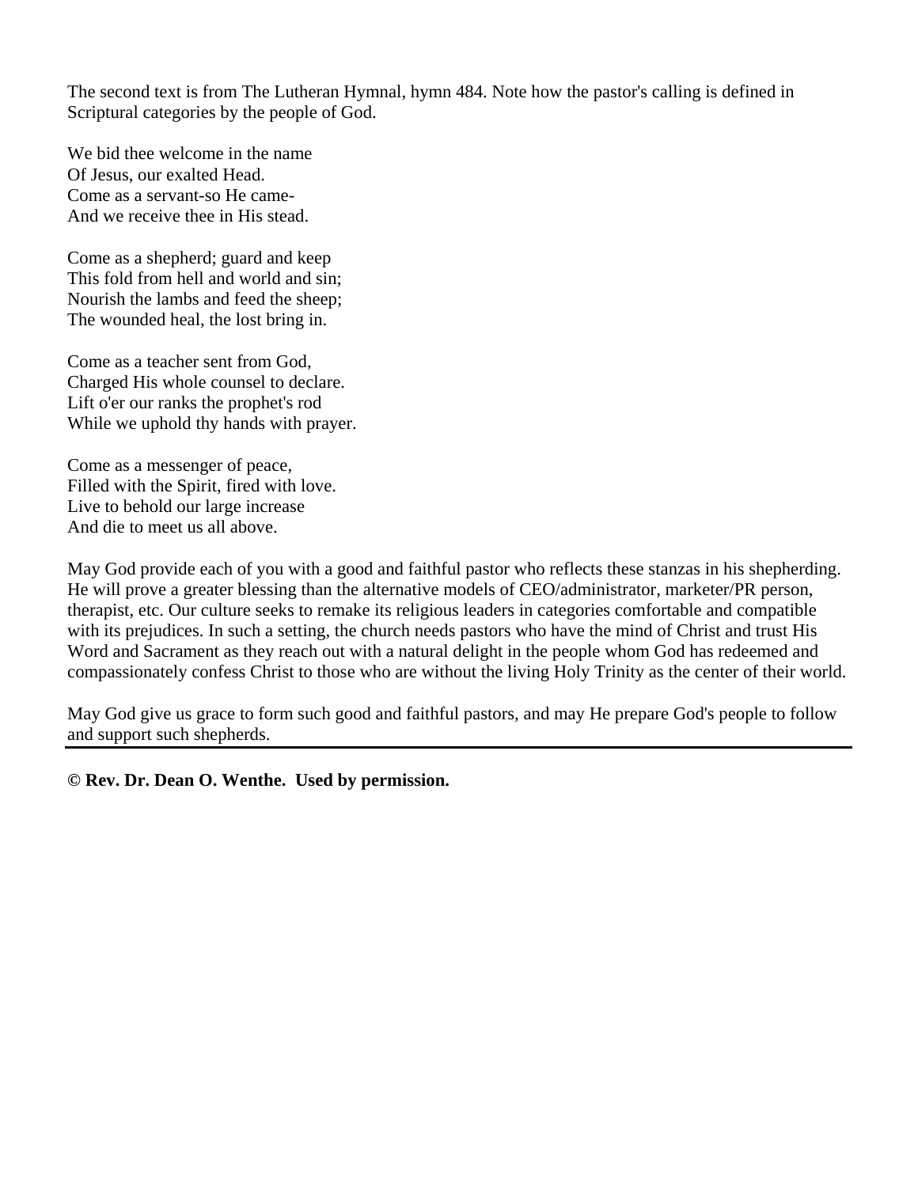The second text is from The Lutheran Hymnal, hymn 484. Note how the pastor's calling is defined in Scriptural categories by the people of God.

We bid thee welcome in the name  
Of Jesus, our exalted Head.  
Come as a servant-so He came-  
And we receive thee in His stead.

Come as a shepherd; guard and keep  
This fold from hell and world and sin;  
Nourish the lambs and feed the sheep;  
The wounded heal, the lost bring in.

Come as a teacher sent from God,  
Charged His whole counsel to declare.  
Lift o'er our ranks the prophet's rod  
While we uphold thy hands with prayer.

Come as a messenger of peace,  
Filled with the Spirit, fired with love.  
Live to behold our large increase  
And die to meet us all above.

May God provide each of you with a good and faithful pastor who reflects these stanzas in his shepherding. He will prove a greater blessing than the alternative models of CEO/administrator, marketer/PR person, therapist, etc. Our culture seeks to remake its religious leaders in categories comfortable and compatible with its prejudices. In such a setting, the church needs pastors who have the mind of Christ and trust His Word and Sacrament as they reach out with a natural delight in the people whom God has redeemed and compassionately confess Christ to those who are without the living Holy Trinity as the center of their world.

May God give us grace to form such good and faithful pastors, and may He prepare God's people to follow and support such shepherds.

---

**© Rev. Dr. Dean O. Wenthe. Used by permission.**